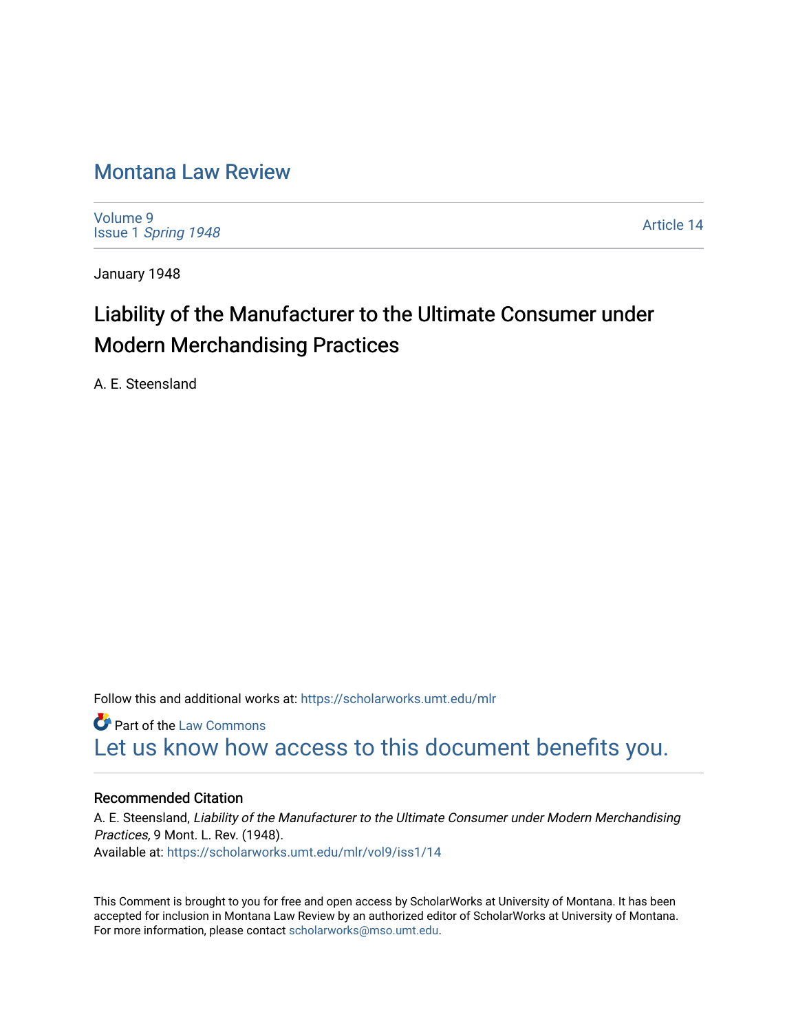# Montana Law Review

Volume 9
Issue 1 *Spring 1948*

Article 14

January 1948

## Liability of the Manufacturer to the Ultimate Consumer under Modern Merchandising Practices

A. E. Steensland

Follow this and additional works at: https://scholarworks.umt.edu/mlr

Part of the Law Commons

Let us know how access to this document benefits you.

### Recommended Citation

A. E. Steensland, *Liability of the Manufacturer to the Ultimate Consumer under Modern Merchandising Practices,* 9 Mont. L. Rev. (1948).
Available at: https://scholarworks.umt.edu/mlr/vol9/iss1/14

This Comment is brought to you for free and open access by ScholarWorks at University of Montana. It has been accepted for inclusion in Montana Law Review by an authorized editor of ScholarWorks at University of Montana. For more information, please contact scholarworks@mso.umt.edu.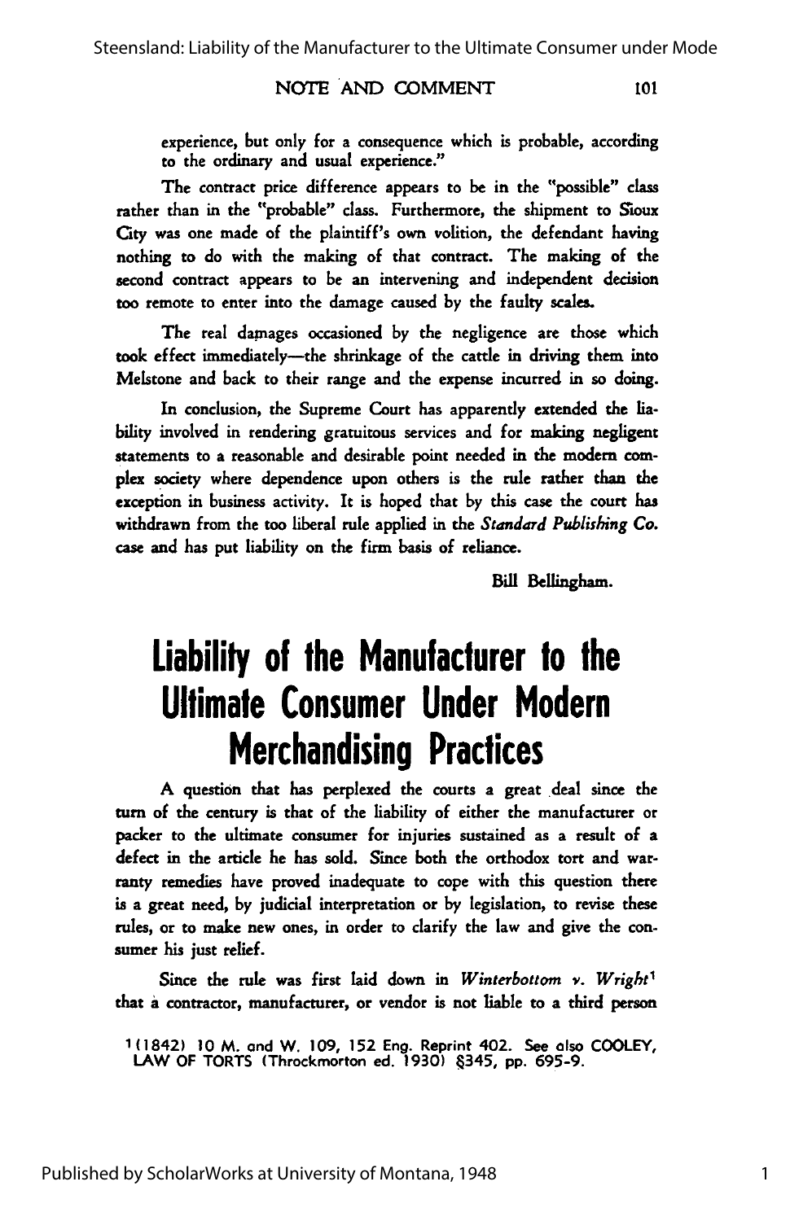experience, but only for a consequence which is probable, according to the ordinary and usual experience."

The contract price difference appears to be in the "possible" class rather than in the "probable" class. Furthermore, the shipment to Sioux City was one made of the plaintiff's own volition, the defendant having nothing to do with the making of that contract. The making of the second contract appears to be an intervening and independent decision too remote to enter into the damage caused by the faulty scales.

The real damages occasioned by the negligence are those which took effect immediately—the shrinkage of the cattle in driving them into Melstone and back to their range and the expense incurred in so doing.

In conclusion, the Supreme Court has apparently extended the liability involved in rendering gratuitous services and for making negligent statements to a reasonable and desirable point needed in the modern complex society where dependence upon others is the rule rather than the exception in business activity. It is hoped that by this case the court has withdrawn from the too liberal rule applied in the *Standard Publishing Co.* case and has put liability on the firm basis of reliance.

Bill Bellingham.

# Liability of the Manufacturer to the Ultimate Consumer Under Modern Merchandising Practices

A question that has perplexed the courts a great deal since the turn of the century is that of the liability of either the manufacturer or packer to the ultimate consumer for injuries sustained as a result of a defect in the article he has sold. Since both the orthodox tort and warranty remedies have proved inadequate to cope with this question there is a great need, by judicial interpretation or by legislation, to revise these rules, or to make new ones, in order to clarify the law and give the consumer his just relief.

Since the rule was first laid down in *Winterbottom v. Wright*[1] that a contractor, manufacturer, or vendor is not liable to a third person

[1] (1842) 10 M. and W. 109, 152 Eng. Reprint 402. See also COOLEY, LAW OF TORTS (Throckmorton ed. 1930) §345, pp. 695-9.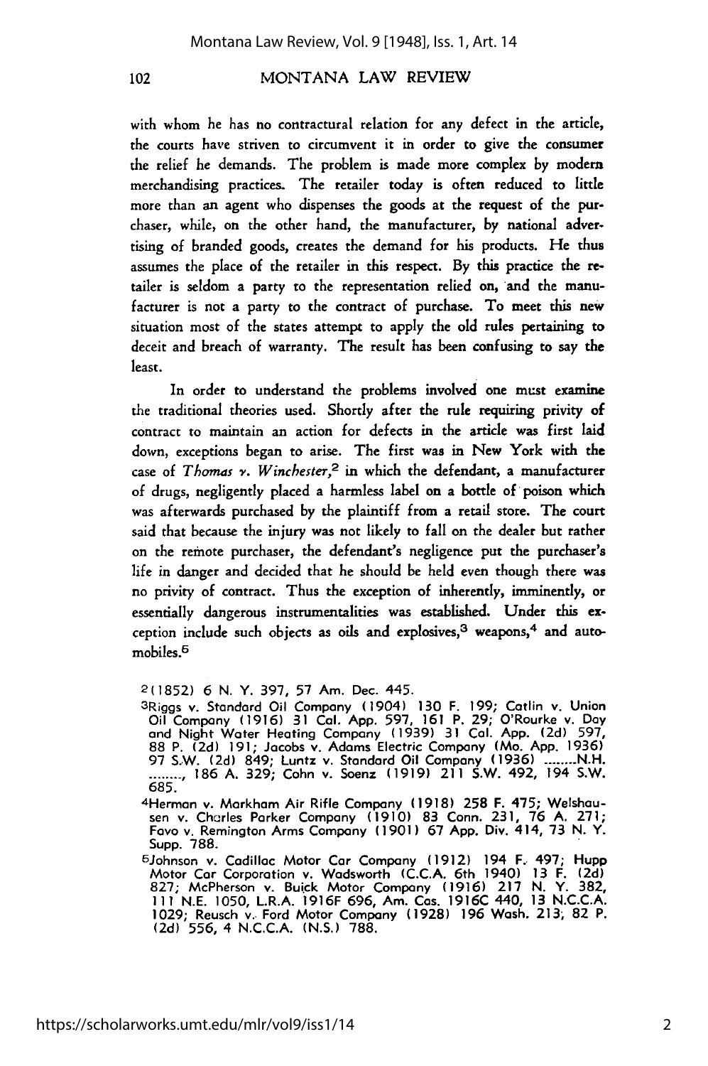with whom he has no contractural relation for any defect in the article, the courts have striven to circumvent it in order to give the consumer the relief he demands. The problem is made more complex by modern merchandising practices. The retailer today is often reduced to little more than an agent who dispenses the goods at the request of the purchaser, while, on the other hand, the manufacturer, by national advertising of branded goods, creates the demand for his products. He thus assumes the place of the retailer in this respect. By this practice the retailer is seldom a party to the representation relied on, and the manufacturer is not a party to the contract of purchase. To meet this new situation most of the states attempt to apply the old rules pertaining to deceit and breach of warranty. The result has been confusing to say the least.

In order to understand the problems involved one must examine the traditional theories used. Shortly after the rule requiring privity of contract to maintain an action for defects in the article was first laid down, exceptions began to arise. The first was in New York with the case of *Thomas v. Winchester*,[2] in which the defendant, a manufacturer of drugs, negligently placed a harmless label on a bottle of poison which was afterwards purchased by the plaintiff from a retail store. The court said that because the injury was not likely to fall on the dealer but rather on the remote purchaser, the defendant's negligence put the purchaser's life in danger and decided that he should be held even though there was no privity of contract. Thus the exception of inherently, imminently, or essentially dangerous instrumentalities was established. Under this exception include such objects as oils and explosives,[3] weapons,[4] and automobiles.[5]

[2](1852) 6 N. Y. 397, 57 Am. Dec. 445.

[3]Riggs v. Standard Oil Company (1904) 130 F. 199; Catlin v. Union Oil Company (1916) 31 Cal. App. 597, 161 P. 29; O'Rourke v. Day and Night Water Heating Company (1939) 31 Cal. App. (2d) 597, 88 P. (2d) 191; Jacobs v. Adams Electric Company (Mo. App. 1936) 97 S.W. (2d) 849; Luntz v. Standard Oil Company (1936) ........N.H. ........, 186 A. 329; Cohn v. Saenz (1919) 211 S.W. 492, 194 S.W. 685.

[4]Herman v. Markham Air Rifle Company (1918) 258 F. 475; Welshausen v. Charles Parker Company (1910) 83 Conn. 231, 76 A. 271; Favo v. Remington Arms Company (1901) 67 App. Div. 414, 73 N. Y. Supp. 788.

[5]Johnson v. Cadillac Motor Car Company (1912) 194 F. 497; Hupp Motor Car Corporation v. Wadsworth (C.C.A. 6th 1940) 13 F. (2d) 827; McPherson v. Buick Motor Company (1916) 217 N. Y. 382, 111 N.E. 1050, L.R.A. 1916F 696, Am. Cas. 1916C 440, 13 N.C.C.A. 1029; Reusch v. Ford Motor Company (1928) 196 Wash. 213, 82 P. (2d) 556, 4 N.C.C.A. (N.S.) 788.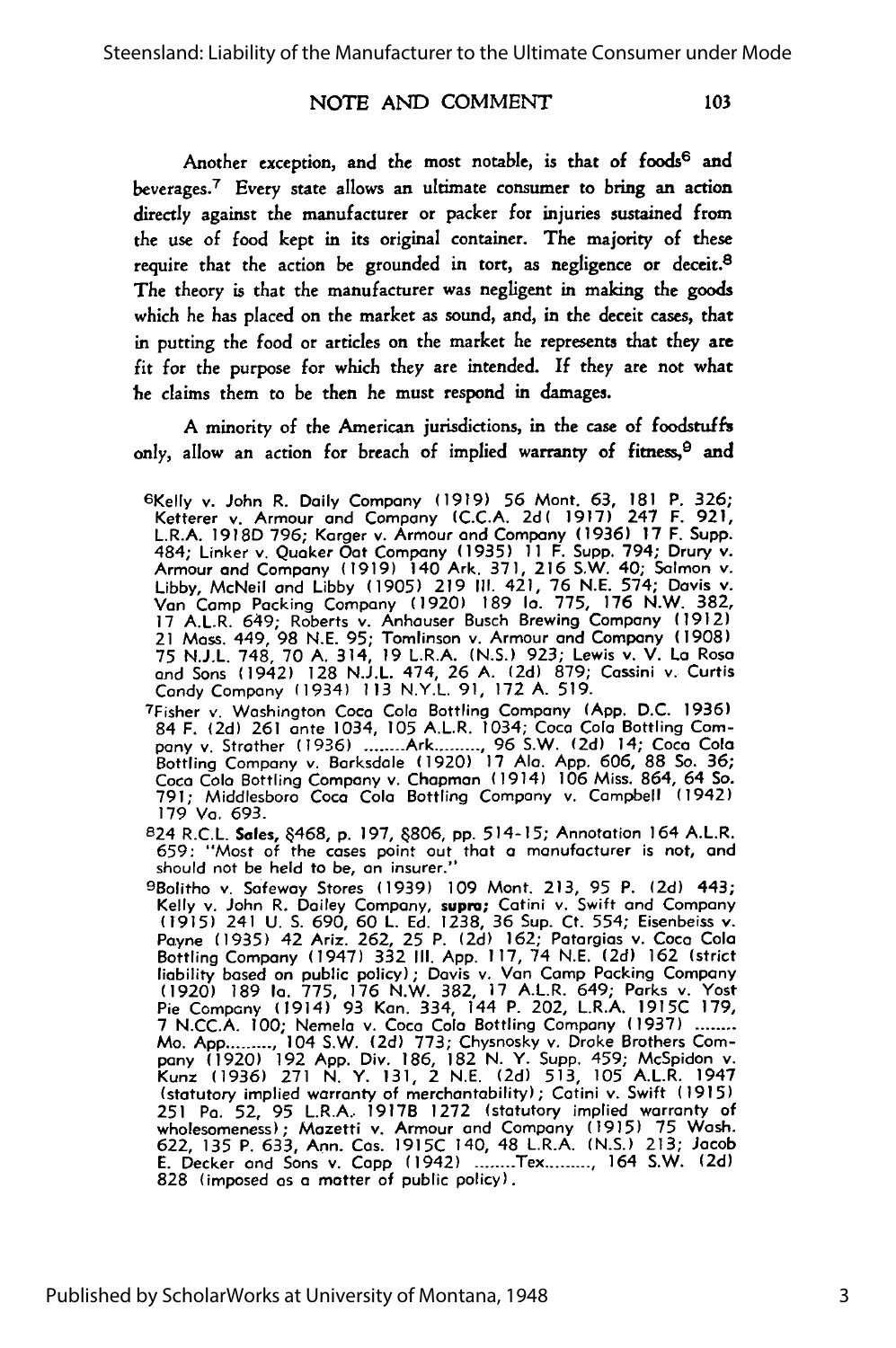Another exception, and the most notable, is that of foods[6] and beverages.[7] Every state allows an ultimate consumer to bring an action directly against the manufacturer or packer for injuries sustained from the use of food kept in its original container. The majority of these require that the action be grounded in tort, as negligence or deceit.[8] The theory is that the manufacturer was negligent in making the goods which he has placed on the market as sound, and, in the deceit cases, that in putting the food or articles on the market he represents that they are fit for the purpose for which they are intended. If they are not what he claims them to be then he must respond in damages.

A minority of the American jurisdictions, in the case of foodstuffs only, allow an action for breach of implied warranty of fitness,[9] and

[6]Kelly v. John R. Daily Company (1919) 56 Mont. 63, 181 P. 326; Ketterer v. Armour and Company (C.C.A. 2d( 1917) 247 F. 921, L.R.A. 1918D 796; Karger v. Armour and Company (1936) 17 F. Supp. 484; Linker v. Quaker Oat Company (1935) 11 F. Supp. 794; Drury v. Armour and Company (1919) 140 Ark. 371, 216 S.W. 40; Salmon v. Libby, McNeil and Libby (1905) 219 Ill. 421, 76 N.E. 574; Davis v. Van Camp Packing Company (1920) 189 Io. 775, 176 N.W. 382, 17 A.L.R. 649; Roberts v. Anhauser Busch Brewing Company (1912) 21 Mass. 449, 98 N.E. 95; Tomlinson v. Armour and Company (1908) 75 N.J.L. 748, 70 A. 314, 19 L.R.A. (N.S.) 923; Lewis v. V. La Rosa and Sons (1942) 128 N.J.L. 474, 26 A. (2d) 879; Cassini v. Curtis Candy Company (1934) 113 N.Y.L. 91, 172 A. 519.

[7]Fisher v. Washington Coca Cola Bottling Company (App. D.C. 1936) 84 F. (2d) 261 ante 1034, 105 A.L.R. 1034; Coca Cola Bottling Company v. Strather (1936) ........Ark........., 96 S.W. (2d) 14; Coca Cola Bottling Company v. Barksdale (1920) 17 Ala. App. 606, 88 So. 36; Coca Cola Bottling Company v. Chapman (1914) 106 Miss. 864, 64 So. 791; Middlesboro Coca Cola Bottling Company v. Campbell (1942) 179 Va. 693.

[8]24 R.C.L. **Sales**, §468, p. 197, §806, pp. 514-15; Annotation 164 A.L.R. 659: "Most of the cases point out that a manufacturer is not, and should not be held to be, an insurer."

[9]Bolitho v. Safeway Stores (1939) 109 Mont. 213, 95 P. (2d) 443; Kelly v. John R. Dailey Company, **supra**; Catini v. Swift and Company (1915) 241 U. S. 690, 60 L. Ed. 1238, 36 Sup. Ct. 554; Eisenbeiss v. Payne (1935) 42 Ariz. 262, 25 P. (2d) 162; Patargias v. Coca Cola Bottling Company (1947) 332 Ill. App. 117, 74 N.E. (2d) 162 (strict liability based on public policy); Davis v. Van Camp Packing Company (1920) 189 Io. 775, 176 N.W. 382, 17 A.L.R. 649; Parks v. Yost Pie Company (1914) 93 Kan. 334, 144 P. 202, L.R.A. 1915C 179, 7 N.CC.A. 100; Nemela v. Coca Cola Bottling Company (1937) ........ Mo. App........., 104 S.W. (2d) 773; Chysnosky v. Drake Brothers Company (1920) 192 App. Div. 186, 182 N. Y. Supp. 459; McSpidon v. Kunz (1936) 271 N. Y. 131, 2 N.E. (2d) 513, 105 A.L.R. 1947 (statutory implied warranty of merchantability); Catini v. Swift (1915) 251 Pa. 52, 95 L.R.A. 1917B 1272 (statutory implied warranty of wholesomeness); Mazetti v. Armour and Company (1915) 75 Wash. 622, 135 P. 633, Ann. Cas. 1915C 140, 48 L.R.A. (N.S.) 213; Jacob E. Decker and Sons v. Capp (1942) ........Tex........., 164 S.W. (2d) 828 (imposed as a matter of public policy).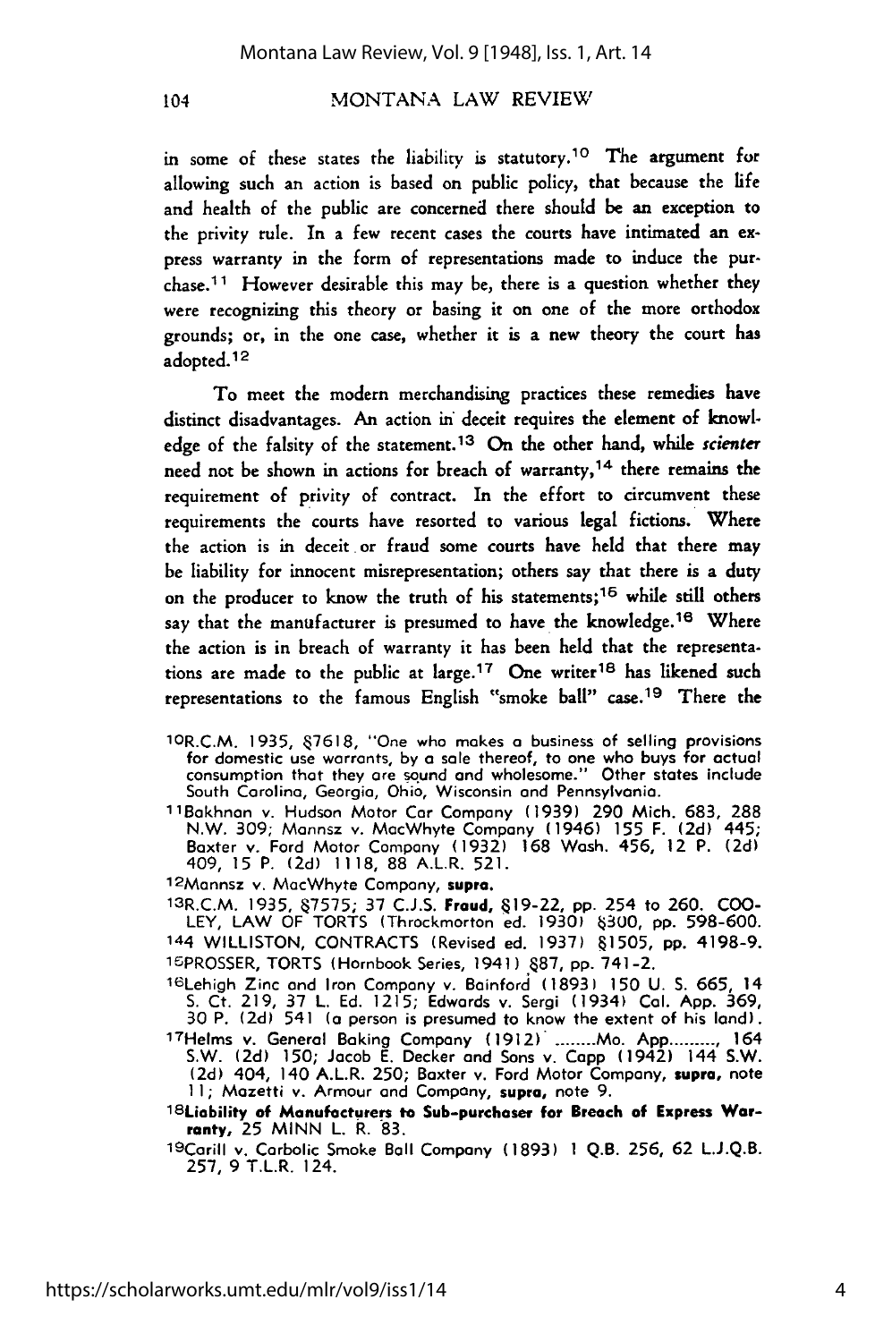in some of these states the liability is statutory.[10] The argument for allowing such an action is based on public policy, that because the life and health of the public are concerned there should be an exception to the privity rule. In a few recent cases the courts have intimated an express warranty in the form of representations made to induce the purchase.[11] However desirable this may be, there is a question whether they were recognizing this theory or basing it on one of the more orthodox grounds; or, in the one case, whether it is a new theory the court has adopted.[12]

To meet the modern merchandising practices these remedies have distinct disadvantages. An action in deceit requires the element of knowledge of the falsity of the statement.[13] On the other hand, while *scienter* need not be shown in actions for breach of warranty,[14] there remains the requirement of privity of contract. In the effort to circumvent these requirements the courts have resorted to various legal fictions. Where the action is in deceit or fraud some courts have held that there may be liability for innocent misrepresentation; others say that there is a duty on the producer to know the truth of his statements;[15] while still others say that the manufacturer is presumed to have the knowledge.[16] Where the action is in breach of warranty it has been held that the representations are made to the public at large.[17] One writer[18] has likened such representations to the famous English "smoke ball" case.[19] There the

[10] R.C.M. 1935, §7618, "One who makes a business of selling provisions for domestic use warrants, by a sale thereof, to one who buys for actual consumption that they are sound and wholesome." Other states include South Carolina, Georgia, Ohio, Wisconsin and Pennsylvania.

[11] Bakhnan v. Hudson Motor Car Company (1939) 290 Mich. 683, 288 N.W. 309; Mannsz v. MacWhyte Company (1946) 155 F. (2d) 445; Baxter v. Ford Motor Company (1932) 168 Wash. 456, 12 P. (2d) 409, 15 P. (2d) 1118, 88 A.L.R. 521.

[12] Mannsz v. MacWhyte Company, **supra.**

[13] R.C.M. 1935, §7575; 37 C.J.S. **Fraud,** §19-22, pp. 254 to 260. COOLEY, LAW OF TORTS (Throckmorton ed. 1930) §300, pp. 598-600.

[14] 4 WILLISTON, CONTRACTS (Revised ed. 1937) §1505, pp. 4198-9.

[15] PROSSER, TORTS (Hornbook Series, 1941) §87, pp. 741-2.

[16] Lehigh Zinc and Iron Company v. Bainford (1893) 150 U. S. 665, 14 S. Ct. 219, 37 L. Ed. 1215; Edwards v. Sergi (1934) Cal. App. 369, 30 P. (2d) 541 (a person is presumed to know the extent of his land).

[17] Helms v. General Baking Company (1912) ........Mo. App.........., 164 S.W. (2d) 150; Jacob E. Decker and Sons v. Capp (1942) 144 S.W. (2d) 404, 140 A.L.R. 250; Baxter v. Ford Motor Company, **supra,** note 11; Mazetti v. Armour and Company, **supra,** note 9.

[18] **Liability of Manufacturers to Sub-purchaser for Breach of Express Warranty,** 25 MINN L. R. 83.

[19] Carill v. Carbolic Smoke Ball Company (1893) 1 Q.B. 256, 62 L.J.Q.B. 257, 9 T.L.R. 124.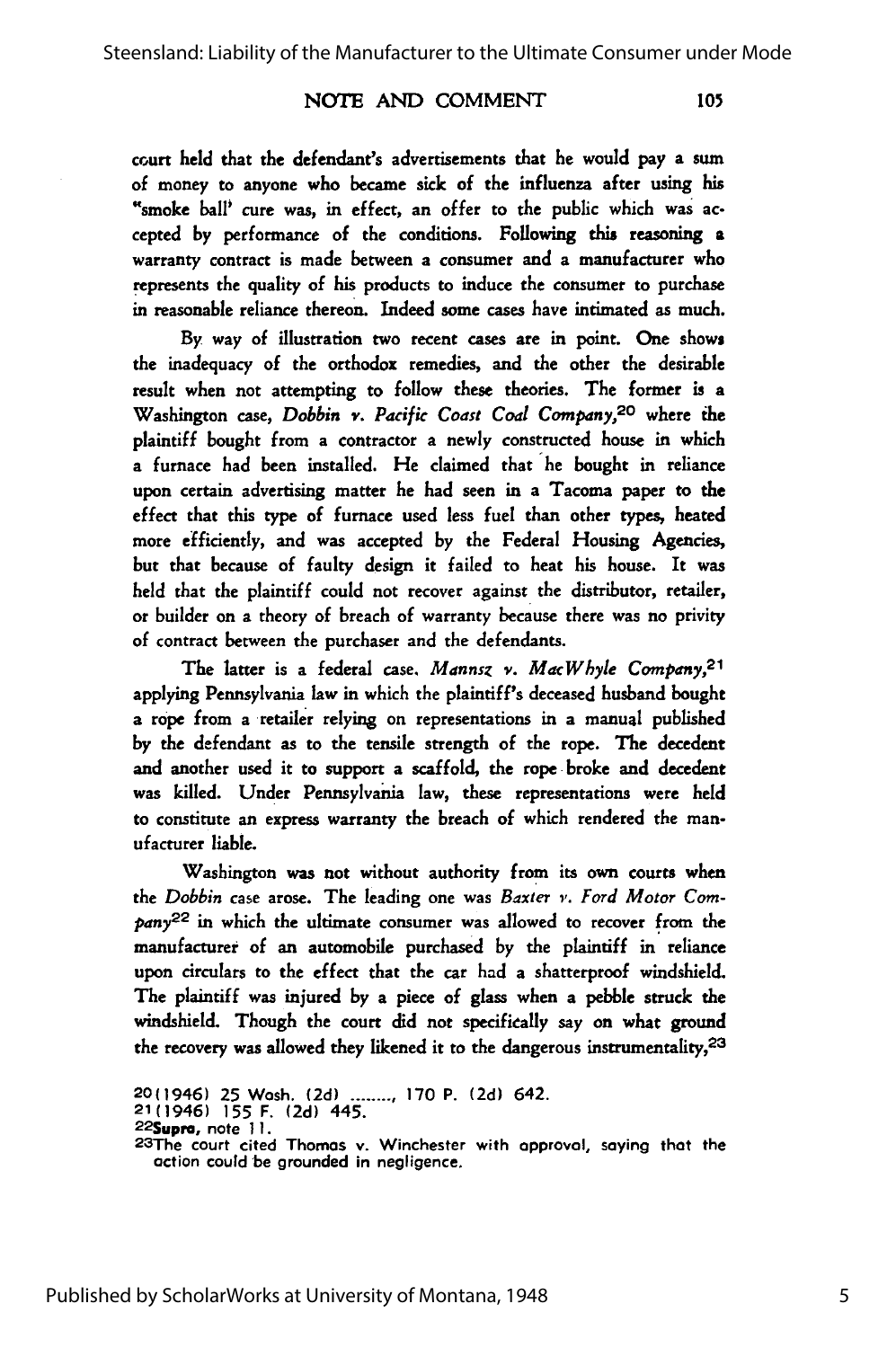court held that the defendant's advertisements that he would pay a sum of money to anyone who became sick of the influenza after using his "smoke ball' cure was, in effect, an offer to the public which was accepted by performance of the conditions. Following this reasoning a warranty contract is made between a consumer and a manufacturer who represents the quality of his products to induce the consumer to purchase in reasonable reliance thereon. Indeed some cases have intimated as much.

By way of illustration two recent cases are in point. One shows the inadequacy of the orthodox remedies, and the other the desirable result when not attempting to follow these theories. The former is a Washington case, *Dobbin v. Pacific Coast Coal Company*,[20] where the plaintiff bought from a contractor a newly constructed house in which a furnace had been installed. He claimed that he bought in reliance upon certain advertising matter he had seen in a Tacoma paper to the effect that this type of furnace used less fuel than other types, heated more efficiently, and was accepted by the Federal Housing Agencies, but that because of faulty design it failed to heat his house. It was held that the plaintiff could not recover against the distributor, retailer, or builder on a theory of breach of warranty because there was no privity of contract between the purchaser and the defendants.

The latter is a federal case, *Mannsz v. MacWhyle Company*,[21] applying Pennsylvania law in which the plaintiff's deceased husband bought a rope from a retailer relying on representations in a manual published by the defendant as to the tensile strength of the rope. The decedent and another used it to support a scaffold, the rope broke and decedent was killed. Under Pennsylvania law, these representations were held to constitute an express warranty the breach of which rendered the manufacturer liable.

Washington was not without authority from its own courts when the *Dobbin* case arose. The leading one was *Baxter v. Ford Motor Company*[22] in which the ultimate consumer was allowed to recover from the manufacturer of an automobile purchased by the plaintiff in reliance upon circulars to the effect that the car had a shatterproof windshield. The plaintiff was injured by a piece of glass when a pebble struck the windshield. Though the court did not specifically say on what ground the recovery was allowed they likened it to the dangerous instrumentality,[23]

---

[20](1946) 25 Wash. (2d) ........, 170 P. (2d) 642.

[21](1946) 155 F. (2d) 445.

[22]*Supra*, note 11.

[23]The court cited Thomas v. Winchester with approval, saying that the action could be grounded in negligence.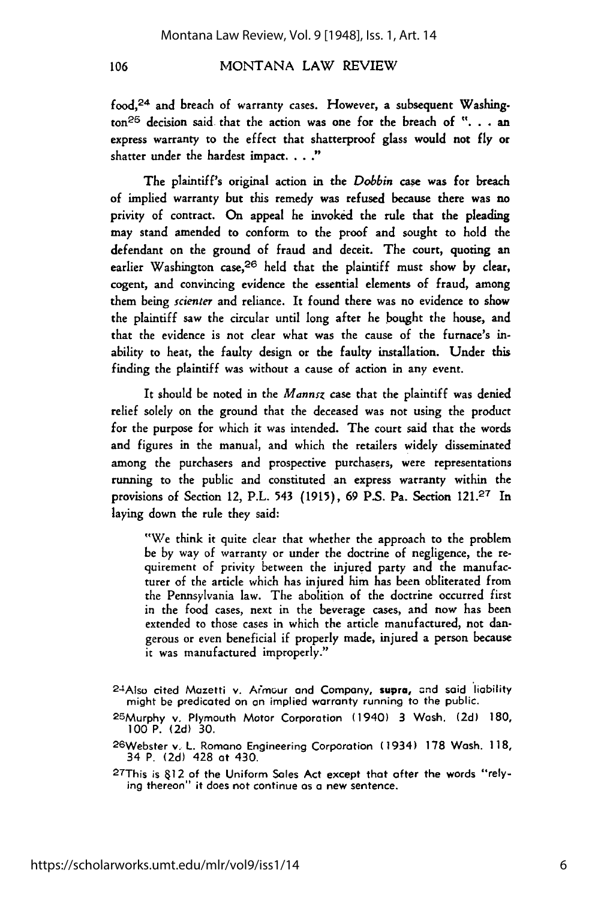food,[24] and breach of warranty cases. However, a subsequent Washington[25] decision said that the action was one for the breach of ". . . an express warranty to the effect that shatterproof glass would not fly or shatter under the hardest impact. . . ."

The plaintiff's original action in the *Dobbin* case was for breach of implied warranty but this remedy was refused because there was no privity of contract. On appeal he invoked the rule that the pleading may stand amended to conform to the proof and sought to hold the defendant on the ground of fraud and deceit. The court, quoting an earlier Washington case,[26] held that the plaintiff must show by clear, cogent, and convincing evidence the essential elements of fraud, among them being *scienter* and reliance. It found there was no evidence to show the plaintiff saw the circular until long after he bought the house, and that the evidence is not clear what was the cause of the furnace's inability to heat, the faulty design or the faulty installation. Under this finding the plaintiff was without a cause of action in any event.

It should be noted in the *Mannsz* case that the plaintiff was denied relief solely on the ground that the deceased was not using the product for the purpose for which it was intended. The court said that the words and figures in the manual, and which the retailers widely disseminated among the purchasers and prospective purchasers, were representations running to the public and constituted an express warranty within the provisions of Section 12, P.L. 543 (1915), 69 P.S. Pa. Section 121.[27] In laying down the rule they said:

> "We think it quite clear that whether the approach to the problem be by way of warranty or under the doctrine of negligence, the requirement of privity between the injured party and the manufacturer of the article which has injured him has been obliterated from the Pennsylvania law. The abolition of the doctrine occurred first in the food cases, next in the beverage cases, and now has been extended to those cases in which the article manufactured, not dangerous or even beneficial if properly made, injured a person because it was manufactured improperly."

[24]Also cited Mazetti v. Armour and Company, **supra**, and said liability might be predicated on an implied warranty running to the public.

[25]Murphy v. Plymouth Motor Corporation (1940) 3 Wash. (2d) 180, 100 P. (2d) 30.

[26]Webster v. L. Romano Engineering Corporation (1934) 178 Wash. 118, 34 P. (2d) 428 at 430.

[27]This is §12 of the Uniform Sales Act except that after the words "relying thereon" it does not continue as a new sentence.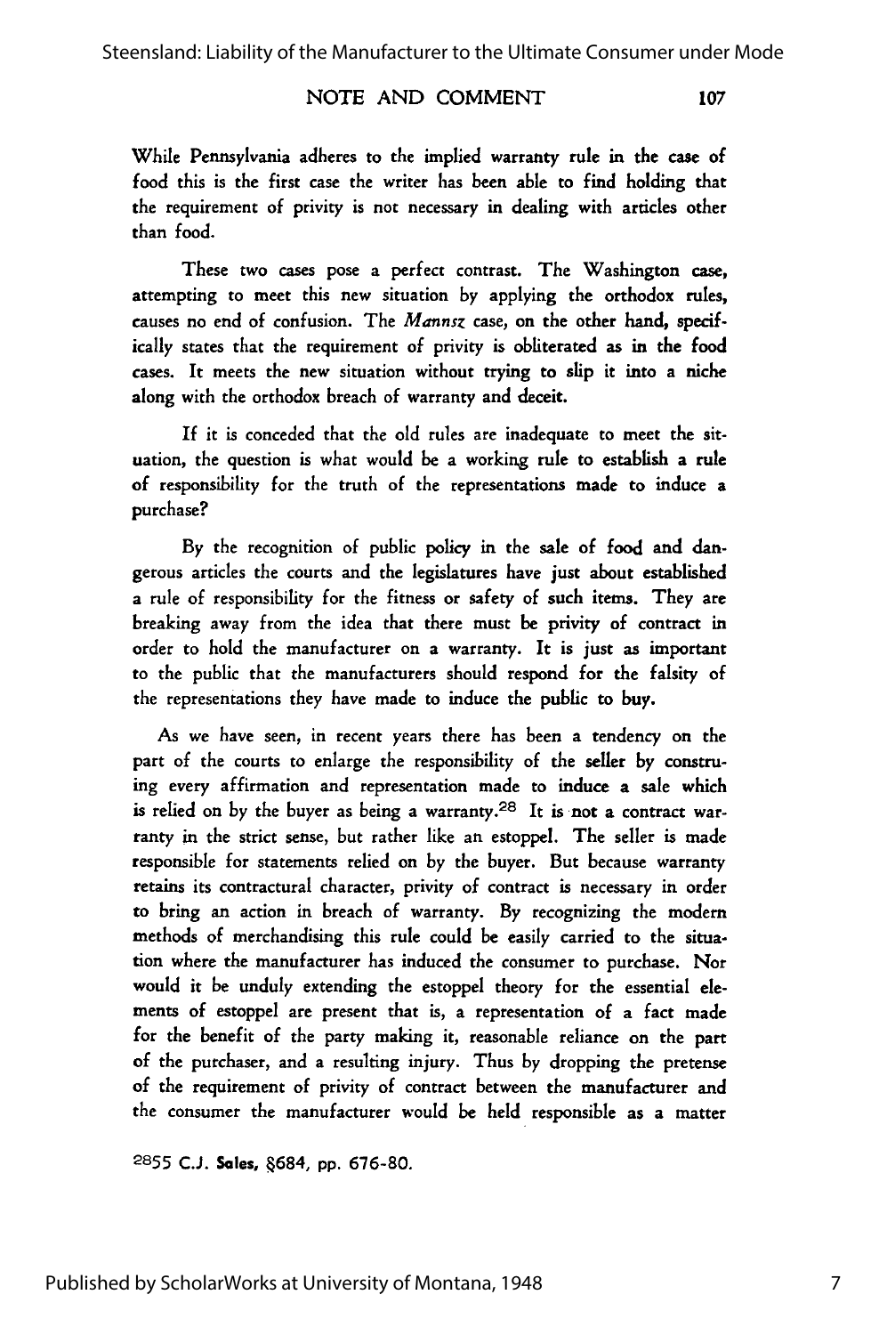While Pennsylvania adheres to the implied warranty rule in the case of food this is the first case the writer has been able to find holding that the requirement of privity is not necessary in dealing with articles other than food.

These two cases pose a perfect contrast. The Washington case, attempting to meet this new situation by applying the orthodox rules, causes no end of confusion. The *Mannsz* case, on the other hand, specifically states that the requirement of privity is obliterated as in the food cases. It meets the new situation without trying to slip it into a niche along with the orthodox breach of warranty and deceit.

If it is conceded that the old rules are inadequate to meet the situation, the question is what would be a working rule to establish a rule of responsibility for the truth of the representations made to induce a purchase?

By the recognition of public policy in the sale of food and dangerous articles the courts and the legislatures have just about established a rule of responsibility for the fitness or safety of such items. They are breaking away from the idea that there must be privity of contract in order to hold the manufacturer on a warranty. It is just as important to the public that the manufacturers should respond for the falsity of the representations they have made to induce the public to buy.

As we have seen, in recent years there has been a tendency on the part of the courts to enlarge the responsibility of the seller by construing every affirmation and representation made to induce a sale which is relied on by the buyer as being a warranty.[28] It is not a contract warranty in the strict sense, but rather like an estoppel. The seller is made responsible for statements relied on by the buyer. But because warranty retains its contractural character, privity of contract is necessary in order to bring an action in breach of warranty. By recognizing the modern methods of merchandising this rule could be easily carried to the situation where the manufacturer has induced the consumer to purchase. Nor would it be unduly extending the estoppel theory for the essential elements of estoppel are present that is, a representation of a fact made for the benefit of the party making it, reasonable reliance on the part of the purchaser, and a resulting injury. Thus by dropping the pretense of the requirement of privity of contract between the manufacturer and the consumer the manufacturer would be held responsible as a matter

[28] 55 C.J. **Sales**, §684, pp. 676-80.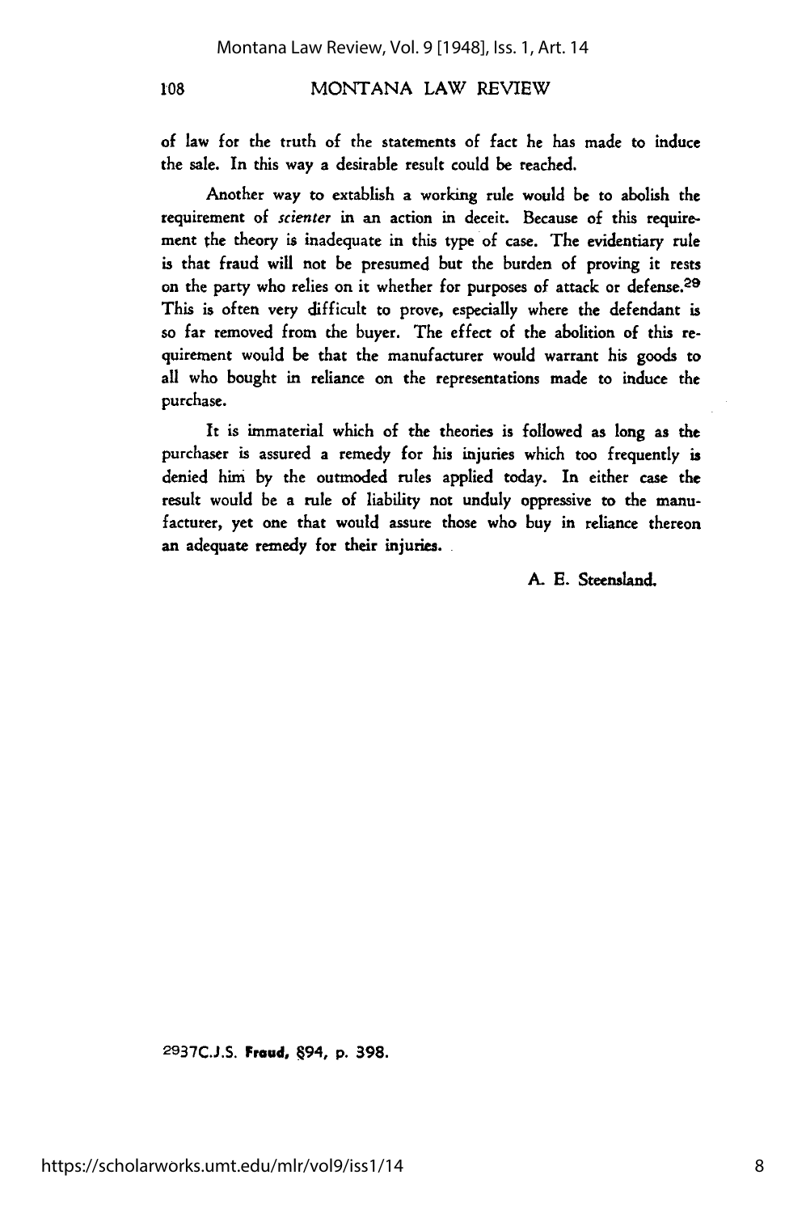of law for the truth of the statements of fact he has made to induce the sale. In this way a desirable result could be reached.

Another way to extablish a working rule would be to abolish the requirement of *scienter* in an action in deceit. Because of this requirement the theory is inadequate in this type of case. The evidentiary rule is that fraud will not be presumed but the burden of proving it rests on the party who relies on it whether for purposes of attack or defense.[29] This is often very difficult to prove, especially where the defendant is so far removed from the buyer. The effect of the abolition of this requirement would be that the manufacturer would warrant his goods to all who bought in reliance on the representations made to induce the purchase.

It is immaterial which of the theories is followed as long as the purchaser is assured a remedy for his injuries which too frequently is denied him by the outmoded rules applied today. In either case the result would be a rule of liability not unduly oppressive to the manufacturer, yet one that would assure those who buy in reliance thereon an adequate remedy for their injuries.

A. E. Steensland.

[29]37C.J.S. **Fraud,** §94, p. 398.